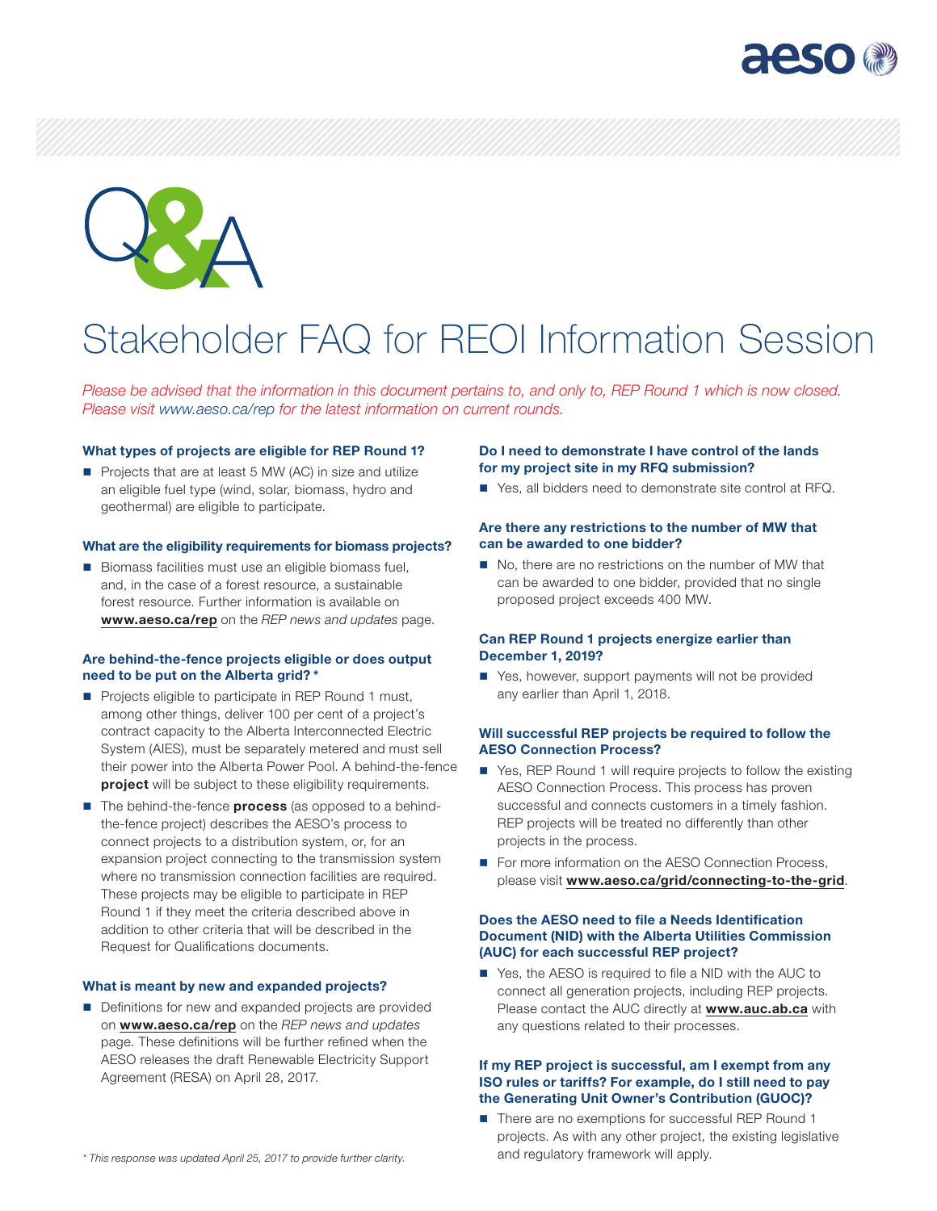# Q&A

# Stakeholder FAQ for REOI Information Session

*Please be advised that the information in this document pertains to, and only to, REP Round 1 which is now closed. Please visit www.aeso.ca/rep for the latest information on current rounds.*

### What types of projects are eligible for REP Round 1?

- Projects that are at least 5 MW (AC) in size and utilize an eligible fuel type (wind, solar, biomass, hydro and geothermal) are eligible to participate.

### What are the eligibility requirements for biomass projects?

- Biomass facilities must use an eligible biomass fuel, and, in the case of a forest resource, a sustainable forest resource. Further information is available on **www.aeso.ca/rep** on the *REP news and updates* page.

### Are behind-the-fence projects eligible or does output need to be put on the Alberta grid? *

- Projects eligible to participate in REP Round 1 must, among other things, deliver 100 per cent of a project's contract capacity to the Alberta Interconnected Electric System (AIES), must be separately metered and must sell their power into the Alberta Power Pool. A behind-the-fence **project** will be subject to these eligibility requirements.
- The behind-the-fence **process** (as opposed to a behind-the-fence project) describes the AESO's process to connect projects to a distribution system, or, for an expansion project connecting to the transmission system where no transmission connection facilities are required. These projects may be eligible to participate in REP Round 1 if they meet the criteria described above in addition to other criteria that will be described in the Request for Qualifications documents.

### What is meant by new and expanded projects?

- Definitions for new and expanded projects are provided on **www.aeso.ca/rep** on the *REP news and updates* page. These definitions will be further refined when the AESO releases the draft Renewable Electricity Support Agreement (RESA) on April 28, 2017.

*\* This response was updated April 25, 2017 to provide further clarity.*

### Do I need to demonstrate I have control of the lands for my project site in my RFQ submission?

- Yes, all bidders need to demonstrate site control at RFQ.

### Are there any restrictions to the number of MW that can be awarded to one bidder?

- No, there are no restrictions on the number of MW that can be awarded to one bidder, provided that no single proposed project exceeds 400 MW.

### Can REP Round 1 projects energize earlier than December 1, 2019?

- Yes, however, support payments will not be provided any earlier than April 1, 2018.

### Will successful REP projects be required to follow the AESO Connection Process?

- Yes, REP Round 1 will require projects to follow the existing AESO Connection Process. This process has proven successful and connects customers in a timely fashion. REP projects will be treated no differently than other projects in the process.
- For more information on the AESO Connection Process, please visit **www.aeso.ca/grid/connecting-to-the-grid**.

### Does the AESO need to file a Needs Identification Document (NID) with the Alberta Utilities Commission (AUC) for each successful REP project?

- Yes, the AESO is required to file a NID with the AUC to connect all generation projects, including REP projects. Please contact the AUC directly at **www.auc.ab.ca** with any questions related to their processes.

### If my REP project is successful, am I exempt from any ISO rules or tariffs? For example, do I still need to pay the Generating Unit Owner's Contribution (GUOC)?

- There are no exemptions for successful REP Round 1 projects. As with any other project, the existing legislative and regulatory framework will apply.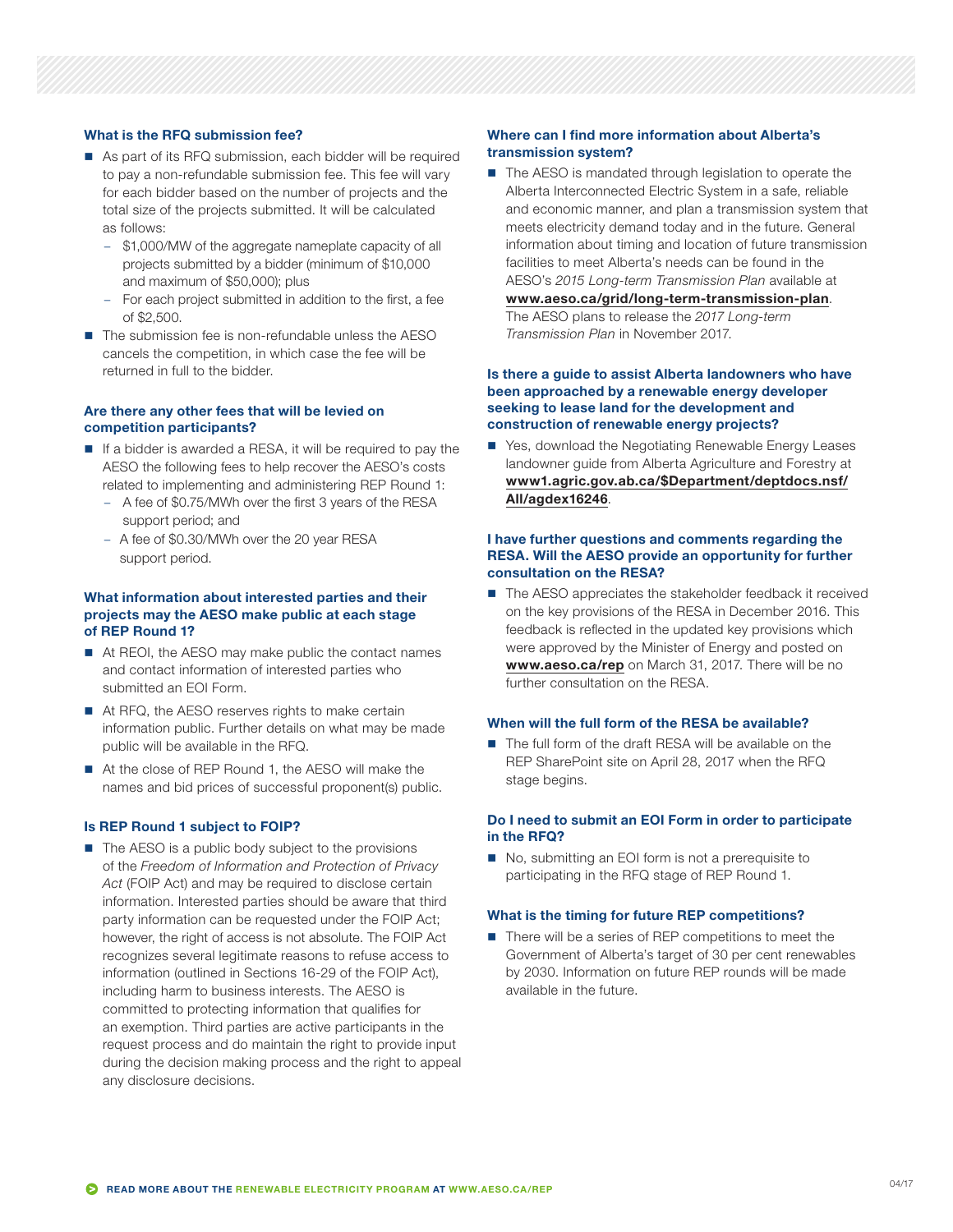### What is the RFQ submission fee?

- As part of its RFQ submission, each bidder will be required to pay a non-refundable submission fee. This fee will vary for each bidder based on the number of projects and the total size of the projects submitted. It will be calculated as follows:
  - $1,000/MW of the aggregate nameplate capacity of all projects submitted by a bidder (minimum of $10,000 and maximum of $50,000); plus
  - For each project submitted in addition to the first, a fee of $2,500.
- The submission fee is non-refundable unless the AESO cancels the competition, in which case the fee will be returned in full to the bidder.

### Are there any other fees that will be levied on competition participants?

- If a bidder is awarded a RESA, it will be required to pay the AESO the following fees to help recover the AESO's costs related to implementing and administering REP Round 1:
  - A fee of $0.75/MWh over the first 3 years of the RESA support period; and
  - A fee of $0.30/MWh over the 20 year RESA support period.

### What information about interested parties and their projects may the AESO make public at each stage of REP Round 1?

- At REOI, the AESO may make public the contact names and contact information of interested parties who submitted an EOI Form.
- At RFQ, the AESO reserves rights to make certain information public. Further details on what may be made public will be available in the RFQ.
- At the close of REP Round 1, the AESO will make the names and bid prices of successful proponent(s) public.

### Is REP Round 1 subject to FOIP?

- The AESO is a public body subject to the provisions of the *Freedom of Information and Protection of Privacy Act* (FOIP Act) and may be required to disclose certain information. Interested parties should be aware that third party information can be requested under the FOIP Act; however, the right of access is not absolute. The FOIP Act recognizes several legitimate reasons to refuse access to information (outlined in Sections 16-29 of the FOIP Act), including harm to business interests. The AESO is committed to protecting information that qualifies for an exemption. Third parties are active participants in the request process and do maintain the right to provide input during the decision making process and the right to appeal any disclosure decisions.

### Where can I find more information about Alberta's transmission system?

- The AESO is mandated through legislation to operate the Alberta Interconnected Electric System in a safe, reliable and economic manner, and plan a transmission system that meets electricity demand today and in the future. General information about timing and location of future transmission facilities to meet Alberta's needs can be found in the AESO's *2015 Long-term Transmission Plan* available at **www.aeso.ca/grid/long-term-transmission-plan**. The AESO plans to release the *2017 Long-term Transmission Plan* in November 2017.

### Is there a guide to assist Alberta landowners who have been approached by a renewable energy developer seeking to lease land for the development and construction of renewable energy projects?

- Yes, download the Negotiating Renewable Energy Leases landowner guide from Alberta Agriculture and Forestry at **www1.agric.gov.ab.ca/$Department/deptdocs.nsf/All/agdex16246**.

### I have further questions and comments regarding the RESA. Will the AESO provide an opportunity for further consultation on the RESA?

- The AESO appreciates the stakeholder feedback it received on the key provisions of the RESA in December 2016. This feedback is reflected in the updated key provisions which were approved by the Minister of Energy and posted on **www.aeso.ca/rep** on March 31, 2017. There will be no further consultation on the RESA.

### When will the full form of the RESA be available?

- The full form of the draft RESA will be available on the REP SharePoint site on April 28, 2017 when the RFQ stage begins.

### Do I need to submit an EOI Form in order to participate in the RFQ?

- No, submitting an EOI form is not a prerequisite to participating in the RFQ stage of REP Round 1.

### What is the timing for future REP competitions?

- There will be a series of REP competitions to meet the Government of Alberta's target of 30 per cent renewables by 2030. Information on future REP rounds will be made available in the future.

READ MORE ABOUT THE RENEWABLE ELECTRICITY PROGRAM AT WWW.AESO.CA/REP

04/17